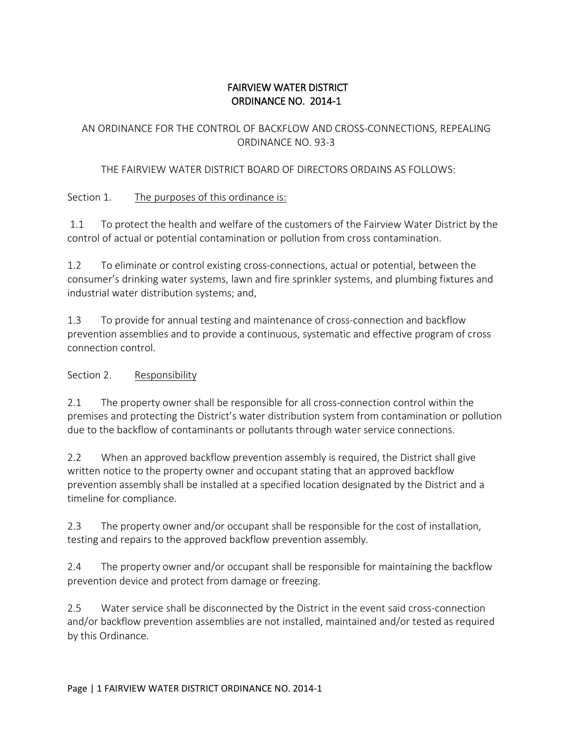# FAIRVIEW WATER DISTRICT
# ORDINANCE NO. 2014-1

AN ORDINANCE FOR THE CONTROL OF BACKFLOW AND CROSS-CONNECTIONS, REPEALING ORDINANCE NO. 93-3

THE FAIRVIEW WATER DISTRICT BOARD OF DIRECTORS ORDAINS AS FOLLOWS:

Section 1. The purposes of this ordinance is:

1.1 To protect the health and welfare of the customers of the Fairview Water District by the control of actual or potential contamination or pollution from cross contamination.

1.2 To eliminate or control existing cross-connections, actual or potential, between the consumer's drinking water systems, lawn and fire sprinkler systems, and plumbing fixtures and industrial water distribution systems; and,

1.3 To provide for annual testing and maintenance of cross-connection and backflow prevention assemblies and to provide a continuous, systematic and effective program of cross connection control.

Section 2. Responsibility

2.1 The property owner shall be responsible for all cross-connection control within the premises and protecting the District's water distribution system from contamination or pollution due to the backflow of contaminants or pollutants through water service connections.

2.2 When an approved backflow prevention assembly is required, the District shall give written notice to the property owner and occupant stating that an approved backflow prevention assembly shall be installed at a specified location designated by the District and a timeline for compliance.

2.3 The property owner and/or occupant shall be responsible for the cost of installation, testing and repairs to the approved backflow prevention assembly.

2.4 The property owner and/or occupant shall be responsible for maintaining the backflow prevention device and protect from damage or freezing.

2.5 Water service shall be disconnected by the District in the event said cross-connection and/or backflow prevention assemblies are not installed, maintained and/or tested as required by this Ordinance.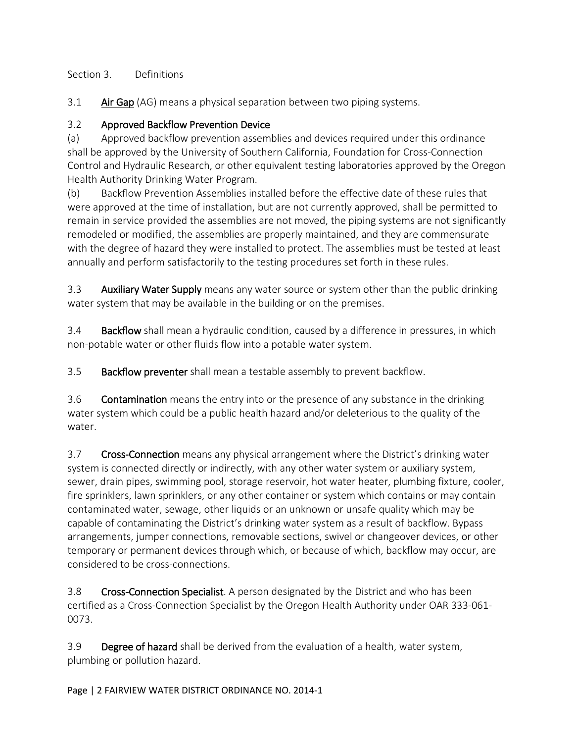Section 3. Definitions

3.1 **Air Gap** (AG) means a physical separation between two piping systems.

3.2 **Approved Backflow Prevention Device**

(a) Approved backflow prevention assemblies and devices required under this ordinance shall be approved by the University of Southern California, Foundation for Cross-Connection Control and Hydraulic Research, or other equivalent testing laboratories approved by the Oregon Health Authority Drinking Water Program.

(b) Backflow Prevention Assemblies installed before the effective date of these rules that were approved at the time of installation, but are not currently approved, shall be permitted to remain in service provided the assemblies are not moved, the piping systems are not significantly remodeled or modified, the assemblies are properly maintained, and they are commensurate with the degree of hazard they were installed to protect. The assemblies must be tested at least annually and perform satisfactorily to the testing procedures set forth in these rules.

3.3 **Auxiliary Water Supply** means any water source or system other than the public drinking water system that may be available in the building or on the premises.

3.4 **Backflow** shall mean a hydraulic condition, caused by a difference in pressures, in which non-potable water or other fluids flow into a potable water system.

3.5 **Backflow preventer** shall mean a testable assembly to prevent backflow.

3.6 **Contamination** means the entry into or the presence of any substance in the drinking water system which could be a public health hazard and/or deleterious to the quality of the water.

3.7 **Cross-Connection** means any physical arrangement where the District's drinking water system is connected directly or indirectly, with any other water system or auxiliary system, sewer, drain pipes, swimming pool, storage reservoir, hot water heater, plumbing fixture, cooler, fire sprinklers, lawn sprinklers, or any other container or system which contains or may contain contaminated water, sewage, other liquids or an unknown or unsafe quality which may be capable of contaminating the District's drinking water system as a result of backflow. Bypass arrangements, jumper connections, removable sections, swivel or changeover devices, or other temporary or permanent devices through which, or because of which, backflow may occur, are considered to be cross-connections.

3.8 **Cross-Connection Specialist**. A person designated by the District and who has been certified as a Cross-Connection Specialist by the Oregon Health Authority under OAR 333-061-0073.

3.9 **Degree of hazard** shall be derived from the evaluation of a health, water system, plumbing or pollution hazard.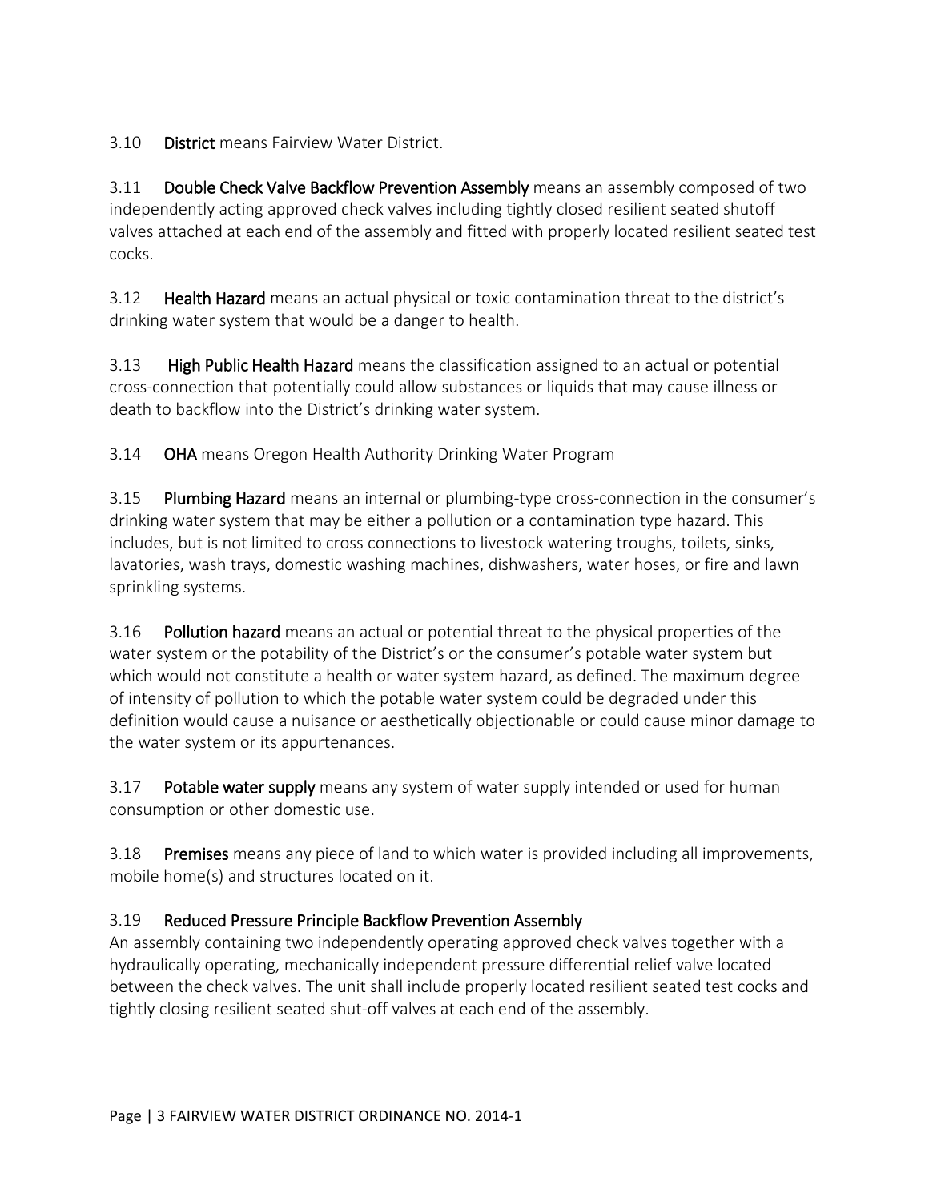3.10 **District** means Fairview Water District.

3.11 **Double Check Valve Backflow Prevention Assembly** means an assembly composed of two independently acting approved check valves including tightly closed resilient seated shutoff valves attached at each end of the assembly and fitted with properly located resilient seated test cocks.

3.12 **Health Hazard** means an actual physical or toxic contamination threat to the district's drinking water system that would be a danger to health.

3.13 **High Public Health Hazard** means the classification assigned to an actual or potential cross-connection that potentially could allow substances or liquids that may cause illness or death to backflow into the District's drinking water system.

3.14 **OHA** means Oregon Health Authority Drinking Water Program

3.15 **Plumbing Hazard** means an internal or plumbing-type cross-connection in the consumer's drinking water system that may be either a pollution or a contamination type hazard. This includes, but is not limited to cross connections to livestock watering troughs, toilets, sinks, lavatories, wash trays, domestic washing machines, dishwashers, water hoses, or fire and lawn sprinkling systems.

3.16 **Pollution hazard** means an actual or potential threat to the physical properties of the water system or the potability of the District's or the consumer's potable water system but which would not constitute a health or water system hazard, as defined. The maximum degree of intensity of pollution to which the potable water system could be degraded under this definition would cause a nuisance or aesthetically objectionable or could cause minor damage to the water system or its appurtenances.

3.17 **Potable water supply** means any system of water supply intended or used for human consumption or other domestic use.

3.18 **Premises** means any piece of land to which water is provided including all improvements, mobile home(s) and structures located on it.

3.19 **Reduced Pressure Principle Backflow Prevention Assembly**
An assembly containing two independently operating approved check valves together with a hydraulically operating, mechanically independent pressure differential relief valve located between the check valves. The unit shall include properly located resilient seated test cocks and tightly closing resilient seated shut-off valves at each end of the assembly.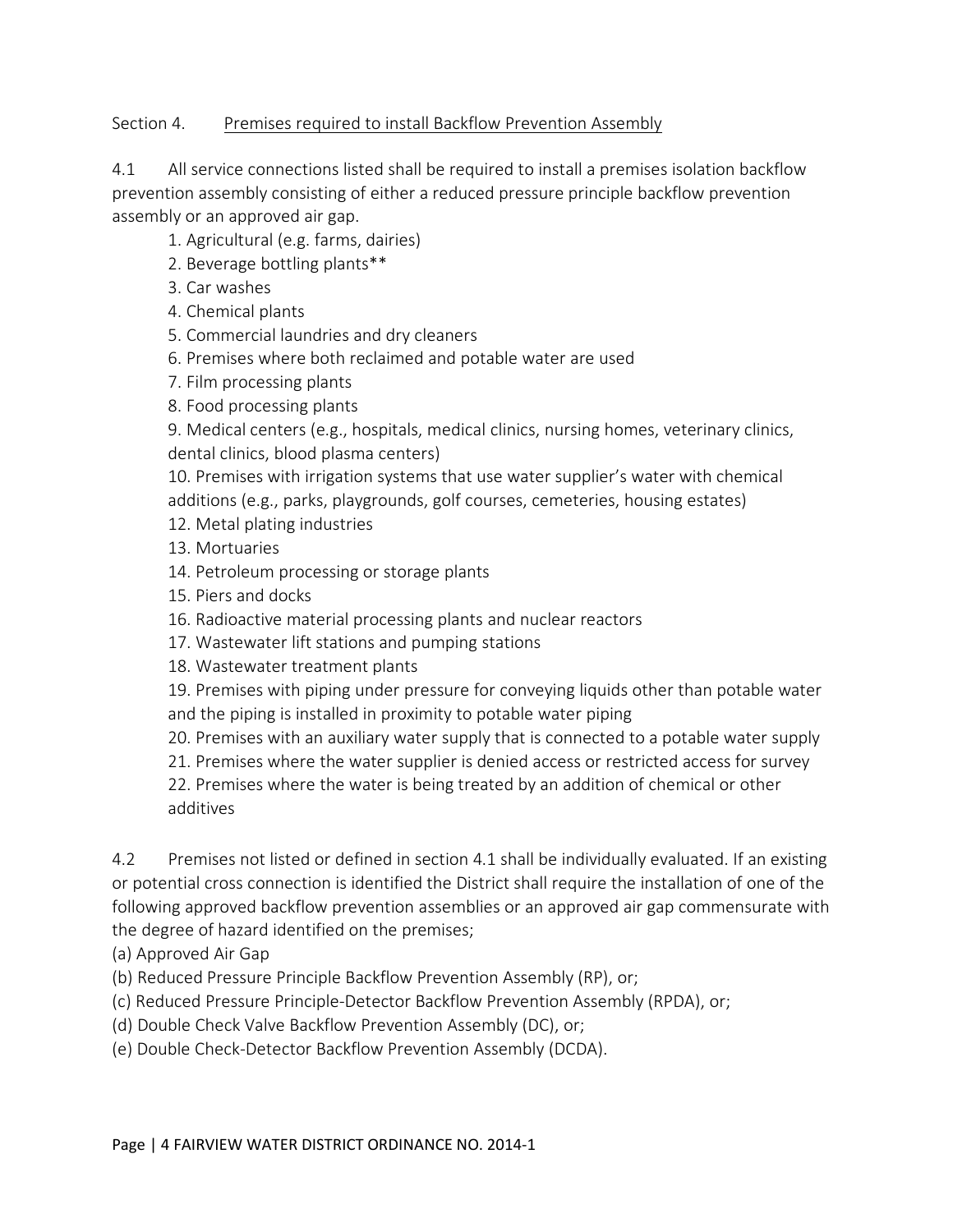Section 4. <u>Premises required to install Backflow Prevention Assembly</u>

4.1 All service connections listed shall be required to install a premises isolation backflow prevention assembly consisting of either a reduced pressure principle backflow prevention assembly or an approved air gap.

1. Agricultural (e.g. farms, dairies)
2. Beverage bottling plants**
3. Car washes
4. Chemical plants
5. Commercial laundries and dry cleaners
6. Premises where both reclaimed and potable water are used
7. Film processing plants
8. Food processing plants
9. Medical centers (e.g., hospitals, medical clinics, nursing homes, veterinary clinics, dental clinics, blood plasma centers)
10. Premises with irrigation systems that use water supplier's water with chemical additions (e.g., parks, playgrounds, golf courses, cemeteries, housing estates)
12. Metal plating industries
13. Mortuaries
14. Petroleum processing or storage plants
15. Piers and docks
16. Radioactive material processing plants and nuclear reactors
17. Wastewater lift stations and pumping stations
18. Wastewater treatment plants
19. Premises with piping under pressure for conveying liquids other than potable water and the piping is installed in proximity to potable water piping
20. Premises with an auxiliary water supply that is connected to a potable water supply
21. Premises where the water supplier is denied access or restricted access for survey
22. Premises where the water is being treated by an addition of chemical or other additives

4.2 Premises not listed or defined in section 4.1 shall be individually evaluated. If an existing or potential cross connection is identified the District shall require the installation of one of the following approved backflow prevention assemblies or an approved air gap commensurate with the degree of hazard identified on the premises;

(a) Approved Air Gap
(b) Reduced Pressure Principle Backflow Prevention Assembly (RP), or;
(c) Reduced Pressure Principle-Detector Backflow Prevention Assembly (RPDA), or;
(d) Double Check Valve Backflow Prevention Assembly (DC), or;
(e) Double Check-Detector Backflow Prevention Assembly (DCDA).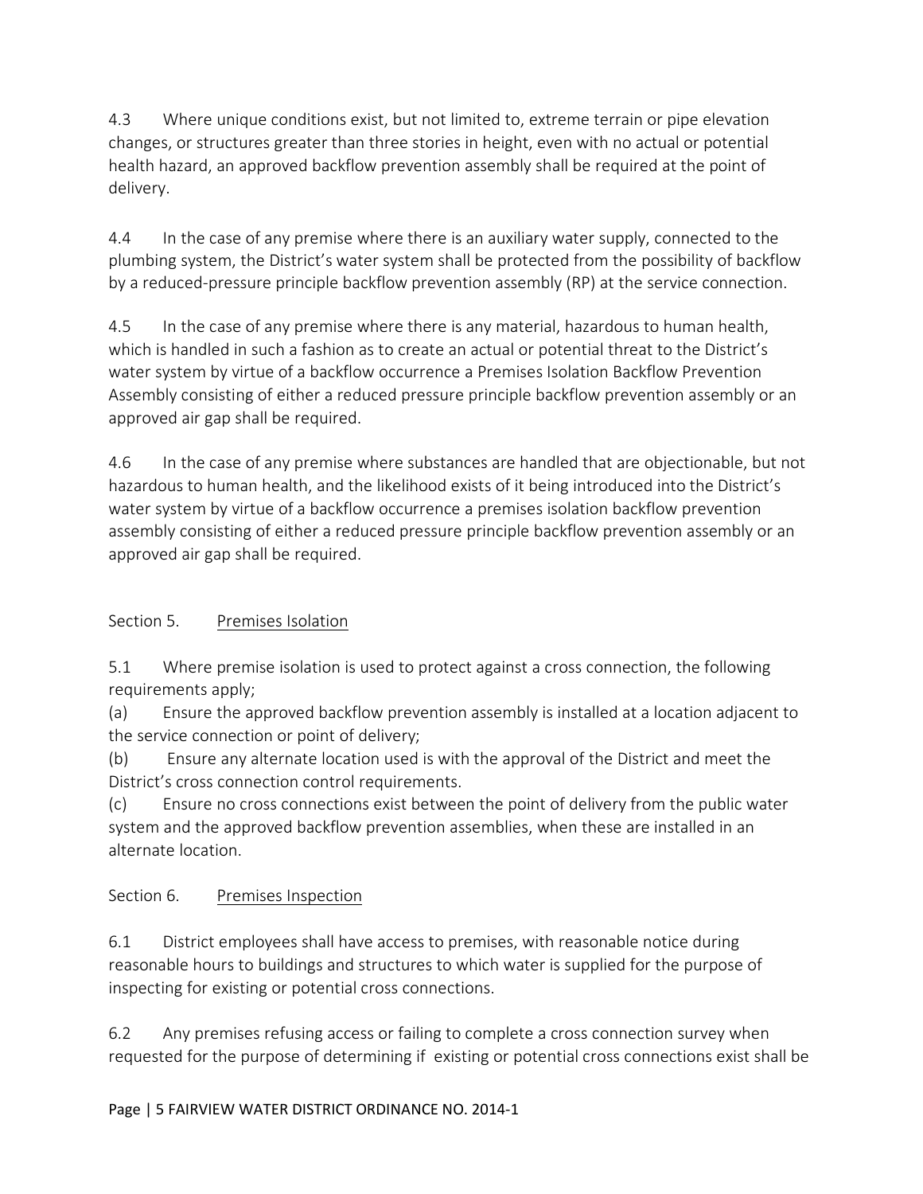4.3 Where unique conditions exist, but not limited to, extreme terrain or pipe elevation changes, or structures greater than three stories in height, even with no actual or potential health hazard, an approved backflow prevention assembly shall be required at the point of delivery.

4.4 In the case of any premise where there is an auxiliary water supply, connected to the plumbing system, the District's water system shall be protected from the possibility of backflow by a reduced-pressure principle backflow prevention assembly (RP) at the service connection.

4.5 In the case of any premise where there is any material, hazardous to human health, which is handled in such a fashion as to create an actual or potential threat to the District's water system by virtue of a backflow occurrence a Premises Isolation Backflow Prevention Assembly consisting of either a reduced pressure principle backflow prevention assembly or an approved air gap shall be required.

4.6 In the case of any premise where substances are handled that are objectionable, but not hazardous to human health, and the likelihood exists of it being introduced into the District's water system by virtue of a backflow occurrence a premises isolation backflow prevention assembly consisting of either a reduced pressure principle backflow prevention assembly or an approved air gap shall be required.

## Section 5. Premises Isolation

5.1 Where premise isolation is used to protect against a cross connection, the following requirements apply;

(a) Ensure the approved backflow prevention assembly is installed at a location adjacent to the service connection or point of delivery;

(b) Ensure any alternate location used is with the approval of the District and meet the District's cross connection control requirements.

(c) Ensure no cross connections exist between the point of delivery from the public water system and the approved backflow prevention assemblies, when these are installed in an alternate location.

## Section 6. Premises Inspection

6.1 District employees shall have access to premises, with reasonable notice during reasonable hours to buildings and structures to which water is supplied for the purpose of inspecting for existing or potential cross connections.

6.2 Any premises refusing access or failing to complete a cross connection survey when requested for the purpose of determining if existing or potential cross connections exist shall be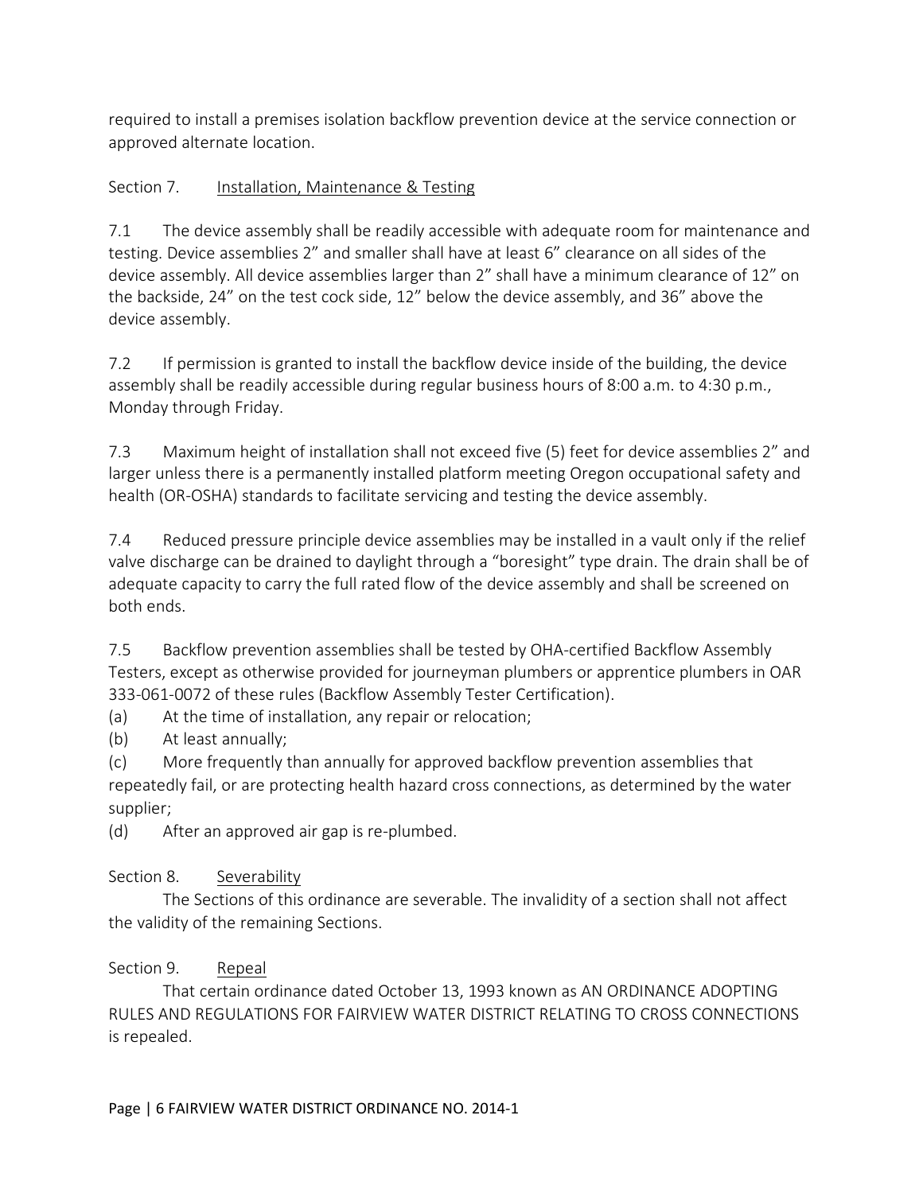required to install a premises isolation backflow prevention device at the service connection or approved alternate location.

Section 7. <u>Installation, Maintenance & Testing</u>

7.1 The device assembly shall be readily accessible with adequate room for maintenance and testing. Device assemblies 2" and smaller shall have at least 6" clearance on all sides of the device assembly. All device assemblies larger than 2" shall have a minimum clearance of 12" on the backside, 24" on the test cock side, 12" below the device assembly, and 36" above the device assembly.

7.2 If permission is granted to install the backflow device inside of the building, the device assembly shall be readily accessible during regular business hours of 8:00 a.m. to 4:30 p.m., Monday through Friday.

7.3 Maximum height of installation shall not exceed five (5) feet for device assemblies 2" and larger unless there is a permanently installed platform meeting Oregon occupational safety and health (OR-OSHA) standards to facilitate servicing and testing the device assembly.

7.4 Reduced pressure principle device assemblies may be installed in a vault only if the relief valve discharge can be drained to daylight through a "boresight" type drain. The drain shall be of adequate capacity to carry the full rated flow of the device assembly and shall be screened on both ends.

7.5 Backflow prevention assemblies shall be tested by OHA-certified Backflow Assembly Testers, except as otherwise provided for journeyman plumbers or apprentice plumbers in OAR 333-061-0072 of these rules (Backflow Assembly Tester Certification).

(a) At the time of installation, any repair or relocation;

(b) At least annually;

(c) More frequently than annually for approved backflow prevention assemblies that repeatedly fail, or are protecting health hazard cross connections, as determined by the water supplier;

(d) After an approved air gap is re-plumbed.

Section 8. <u>Severability</u>

The Sections of this ordinance are severable. The invalidity of a section shall not affect the validity of the remaining Sections.

Section 9. <u>Repeal</u>

That certain ordinance dated October 13, 1993 known as AN ORDINANCE ADOPTING RULES AND REGULATIONS FOR FAIRVIEW WATER DISTRICT RELATING TO CROSS CONNECTIONS is repealed.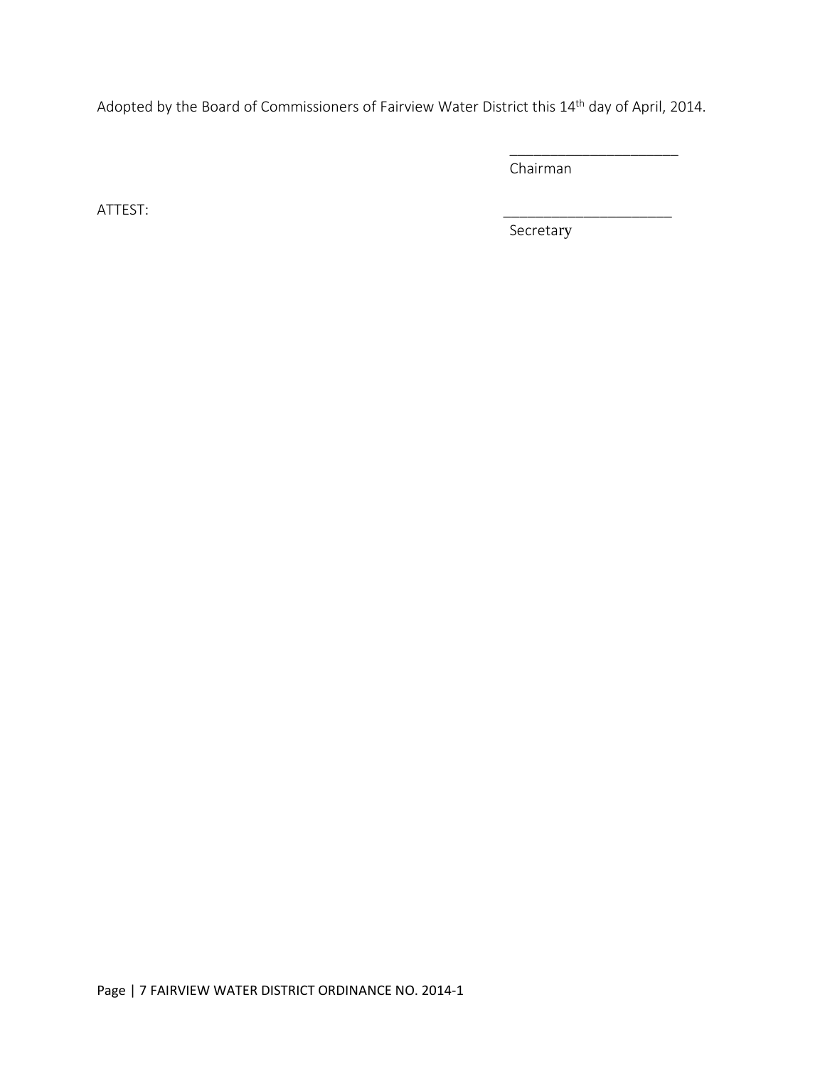Adopted by the Board of Commissioners of Fairview Water District this 14th day of April, 2014.

_____________________
Chairman

ATTEST:

_____________________
Secretary